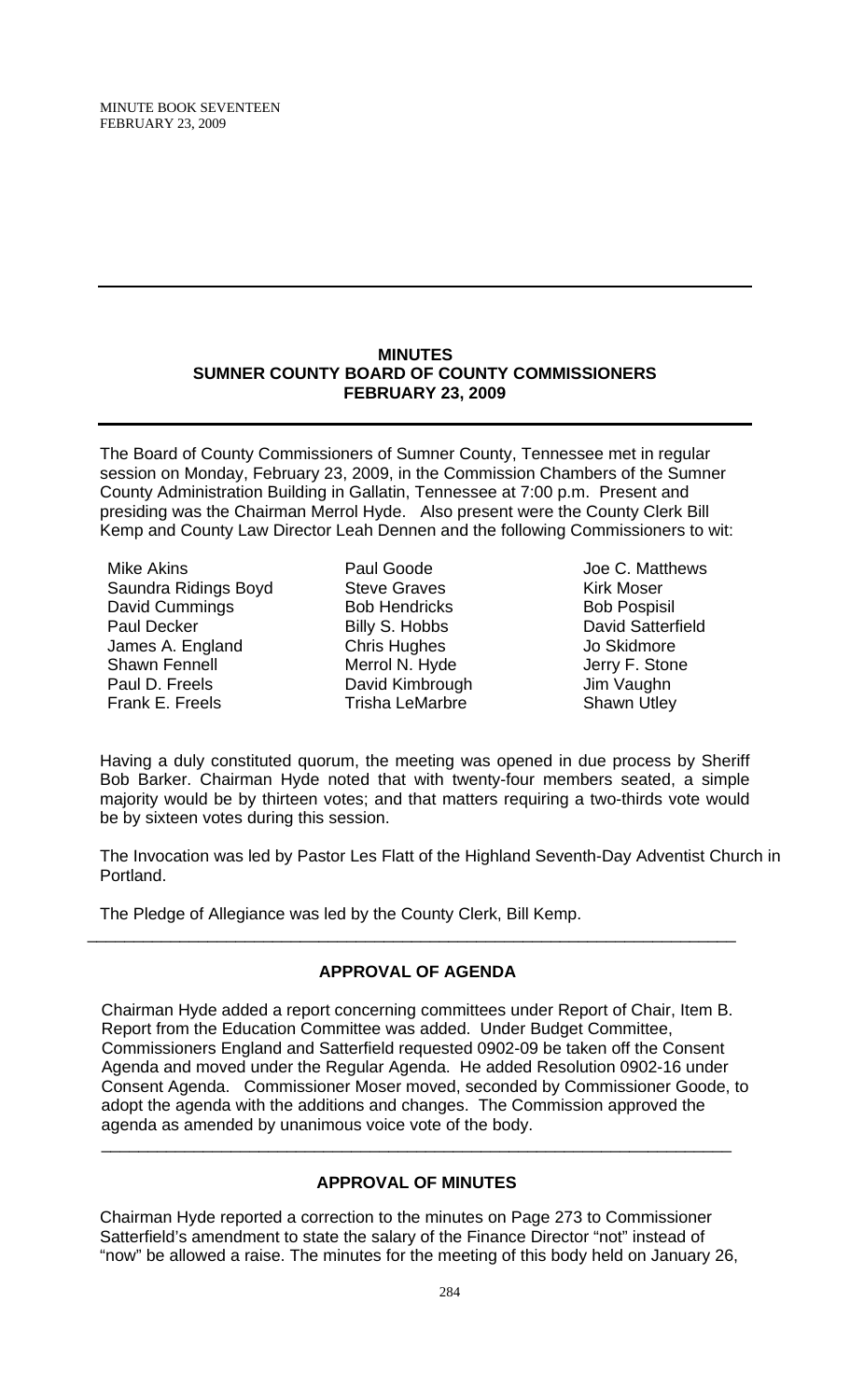# MINUTES
## SUMNER COUNTY BOARD OF COUNTY COMMISSIONERS
## FEBRUARY 23, 2009

The Board of County Commissioners of Sumner County, Tennessee met in regular session on Monday, February 23, 2009, in the Commission Chambers of the Sumner County Administration Building in Gallatin, Tennessee at 7:00 p.m. Present and presiding was the Chairman Merrol Hyde. Also present were the County Clerk Bill Kemp and County Law Director Leah Dennen and the following Commissioners to wit:

| | | |
|---|---|---|
| Mike Akins | Paul Goode | Joe C. Matthews |
| Saundra Ridings Boyd | Steve Graves | Kirk Moser |
| David Cummings | Bob Hendricks | Bob Pospisil |
| Paul Decker | Billy S. Hobbs | David Satterfield |
| James A. England | Chris Hughes | Jo Skidmore |
| Shawn Fennell | Merrol N. Hyde | Jerry F. Stone |
| Paul D. Freels | David Kimbrough | Jim Vaughn |
| Frank E. Freels | Trisha LeMarbre | Shawn Utley |

Having a duly constituted quorum, the meeting was opened in due process by Sheriff Bob Barker. Chairman Hyde noted that with twenty-four members seated, a simple majority would be by thirteen votes; and that matters requiring a two-thirds vote would be by sixteen votes during this session.

The Invocation was led by Pastor Les Flatt of the Highland Seventh-Day Adventist Church in Portland.

The Pledge of Allegiance was led by the County Clerk, Bill Kemp.

---

### APPROVAL OF AGENDA

Chairman Hyde added a report concerning committees under Report of Chair, Item B. Report from the Education Committee was added. Under Budget Committee, Commissioners England and Satterfield requested 0902-09 be taken off the Consent Agenda and moved under the Regular Agenda. He added Resolution 0902-16 under Consent Agenda. Commissioner Moser moved, seconded by Commissioner Goode, to adopt the agenda with the additions and changes. The Commission approved the agenda as amended by unanimous voice vote of the body.

---

### APPROVAL OF MINUTES

Chairman Hyde reported a correction to the minutes on Page 273 to Commissioner Satterfield's amendment to state the salary of the Finance Director "not" instead of "now" be allowed a raise. The minutes for the meeting of this body held on January 26,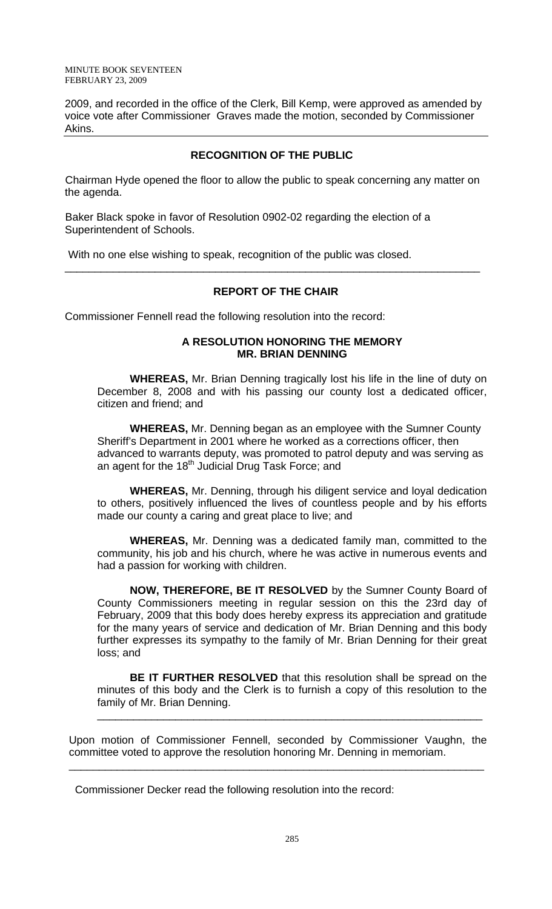2009, and recorded in the office of the Clerk, Bill Kemp, were approved as amended by voice vote after Commissioner Graves made the motion, seconded by Commissioner Akins.

---

## RECOGNITION OF THE PUBLIC

Chairman Hyde opened the floor to allow the public to speak concerning any matter on the agenda.

Baker Black spoke in favor of Resolution 0902-02 regarding the election of a Superintendent of Schools.

With no one else wishing to speak, recognition of the public was closed.

---

## REPORT OF THE CHAIR

Commissioner Fennell read the following resolution into the record:

### A RESOLUTION HONORING THE MEMORY MR. BRIAN DENNING

**WHEREAS,** Mr. Brian Denning tragically lost his life in the line of duty on December 8, 2008 and with his passing our county lost a dedicated officer, citizen and friend; and

**WHEREAS,** Mr. Denning began as an employee with the Sumner County Sheriff's Department in 2001 where he worked as a corrections officer, then advanced to warrants deputy, was promoted to patrol deputy and was serving as an agent for the 18th Judicial Drug Task Force; and

**WHEREAS,** Mr. Denning, through his diligent service and loyal dedication to others, positively influenced the lives of countless people and by his efforts made our county a caring and great place to live; and

**WHEREAS,** Mr. Denning was a dedicated family man, committed to the community, his job and his church, where he was active in numerous events and had a passion for working with children.

**NOW, THEREFORE, BE IT RESOLVED** by the Sumner County Board of County Commissioners meeting in regular session on this the 23rd day of February, 2009 that this body does hereby express its appreciation and gratitude for the many years of service and dedication of Mr. Brian Denning and this body further expresses its sympathy to the family of Mr. Brian Denning for their great loss; and

**BE IT FURTHER RESOLVED** that this resolution shall be spread on the minutes of this body and the Clerk is to furnish a copy of this resolution to the family of Mr. Brian Denning.

---

Upon motion of Commissioner Fennell, seconded by Commissioner Vaughn, the committee voted to approve the resolution honoring Mr. Denning in memoriam.

---

Commissioner Decker read the following resolution into the record: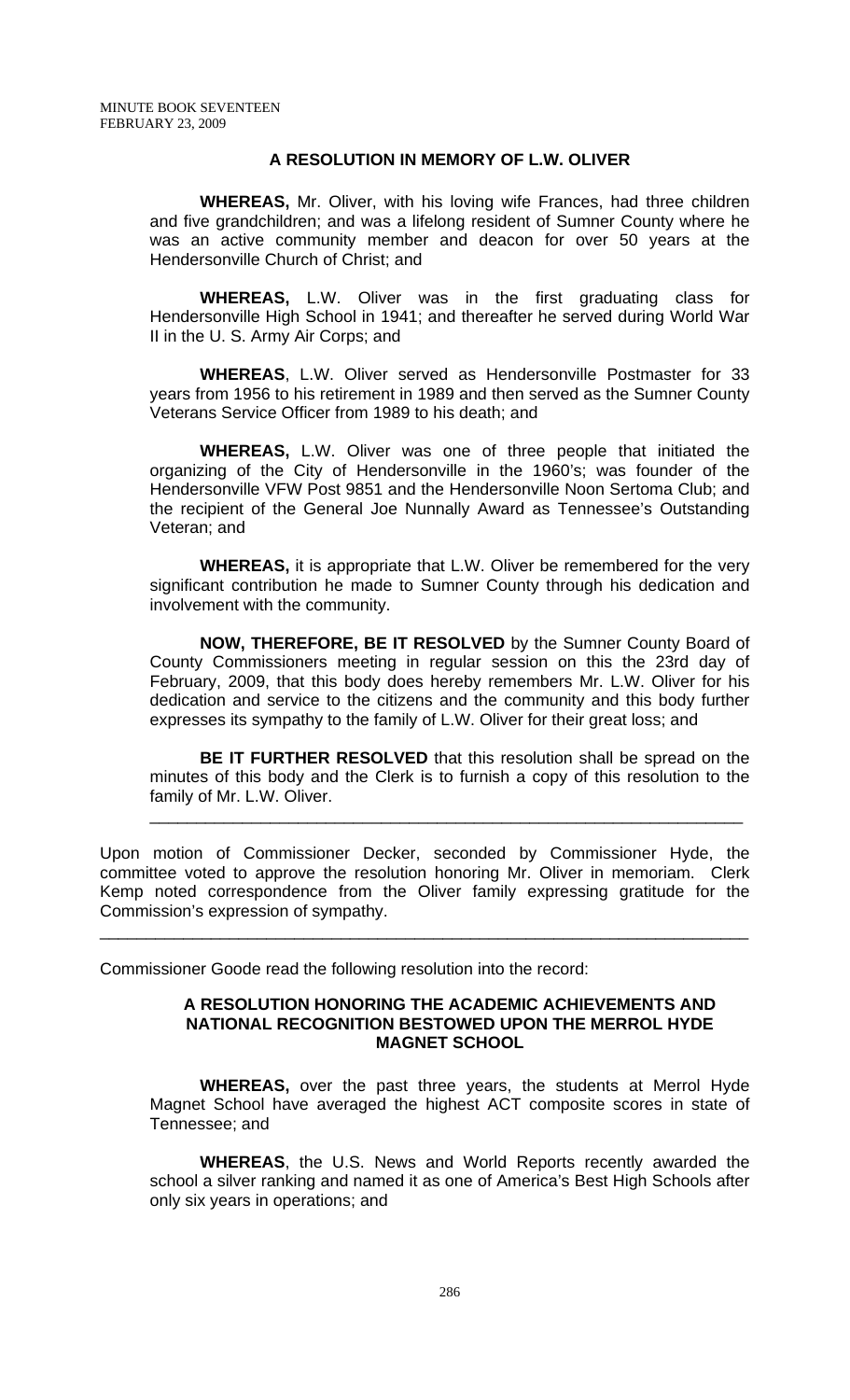### A RESOLUTION IN MEMORY OF L.W. OLIVER

**WHEREAS,** Mr. Oliver, with his loving wife Frances, had three children and five grandchildren; and was a lifelong resident of Sumner County where he was an active community member and deacon for over 50 years at the Hendersonville Church of Christ; and

**WHEREAS,** L.W. Oliver was in the first graduating class for Hendersonville High School in 1941; and thereafter he served during World War II in the U. S. Army Air Corps; and

**WHEREAS**, L.W. Oliver served as Hendersonville Postmaster for 33 years from 1956 to his retirement in 1989 and then served as the Sumner County Veterans Service Officer from 1989 to his death; and

**WHEREAS,** L.W. Oliver was one of three people that initiated the organizing of the City of Hendersonville in the 1960's; was founder of the Hendersonville VFW Post 9851 and the Hendersonville Noon Sertoma Club; and the recipient of the General Joe Nunnally Award as Tennessee's Outstanding Veteran; and

**WHEREAS,** it is appropriate that L.W. Oliver be remembered for the very significant contribution he made to Sumner County through his dedication and involvement with the community.

**NOW, THEREFORE, BE IT RESOLVED** by the Sumner County Board of County Commissioners meeting in regular session on this the 23rd day of February, 2009, that this body does hereby remembers Mr. L.W. Oliver for his dedication and service to the citizens and the community and this body further expresses its sympathy to the family of L.W. Oliver for their great loss; and

**BE IT FURTHER RESOLVED** that this resolution shall be spread on the minutes of this body and the Clerk is to furnish a copy of this resolution to the family of Mr. L.W. Oliver.

---

Upon motion of Commissioner Decker, seconded by Commissioner Hyde, the committee voted to approve the resolution honoring Mr. Oliver in memoriam. Clerk Kemp noted correspondence from the Oliver family expressing gratitude for the Commission's expression of sympathy.

---

Commissioner Goode read the following resolution into the record:

### A RESOLUTION HONORING THE ACADEMIC ACHIEVEMENTS AND NATIONAL RECOGNITION BESTOWED UPON THE MERROL HYDE MAGNET SCHOOL

**WHEREAS,** over the past three years, the students at Merrol Hyde Magnet School have averaged the highest ACT composite scores in state of Tennessee; and

**WHEREAS**, the U.S. News and World Reports recently awarded the school a silver ranking and named it as one of America's Best High Schools after only six years in operations; and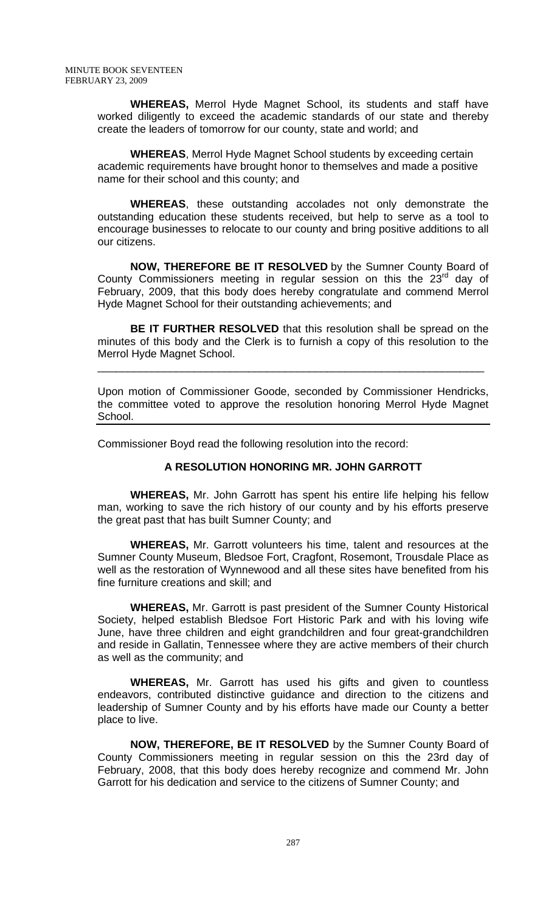**WHEREAS,** Merrol Hyde Magnet School, its students and staff have worked diligently to exceed the academic standards of our state and thereby create the leaders of tomorrow for our county, state and world; and

**WHEREAS**, Merrol Hyde Magnet School students by exceeding certain academic requirements have brought honor to themselves and made a positive name for their school and this county; and

**WHEREAS**, these outstanding accolades not only demonstrate the outstanding education these students received, but help to serve as a tool to encourage businesses to relocate to our county and bring positive additions to all our citizens.

**NOW, THEREFORE BE IT RESOLVED** by the Sumner County Board of County Commissioners meeting in regular session on this the 23rd day of February, 2009, that this body does hereby congratulate and commend Merrol Hyde Magnet School for their outstanding achievements; and

**BE IT FURTHER RESOLVED** that this resolution shall be spread on the minutes of this body and the Clerk is to furnish a copy of this resolution to the Merrol Hyde Magnet School.

---

Upon motion of Commissioner Goode, seconded by Commissioner Hendricks, the committee voted to approve the resolution honoring Merrol Hyde Magnet School.

---

Commissioner Boyd read the following resolution into the record:

**A RESOLUTION HONORING MR. JOHN GARROTT**

**WHEREAS,** Mr. John Garrott has spent his entire life helping his fellow man, working to save the rich history of our county and by his efforts preserve the great past that has built Sumner County; and

**WHEREAS,** Mr. Garrott volunteers his time, talent and resources at the Sumner County Museum, Bledsoe Fort, Cragfont, Rosemont, Trousdale Place as well as the restoration of Wynnewood and all these sites have benefited from his fine furniture creations and skill; and

**WHEREAS,** Mr. Garrott is past president of the Sumner County Historical Society, helped establish Bledsoe Fort Historic Park and with his loving wife June, have three children and eight grandchildren and four great-grandchildren and reside in Gallatin, Tennessee where they are active members of their church as well as the community; and

**WHEREAS,** Mr. Garrott has used his gifts and given to countless endeavors, contributed distinctive guidance and direction to the citizens and leadership of Sumner County and by his efforts have made our County a better place to live.

**NOW, THEREFORE, BE IT RESOLVED** by the Sumner County Board of County Commissioners meeting in regular session on this the 23rd day of February, 2008, that this body does hereby recognize and commend Mr. John Garrott for his dedication and service to the citizens of Sumner County; and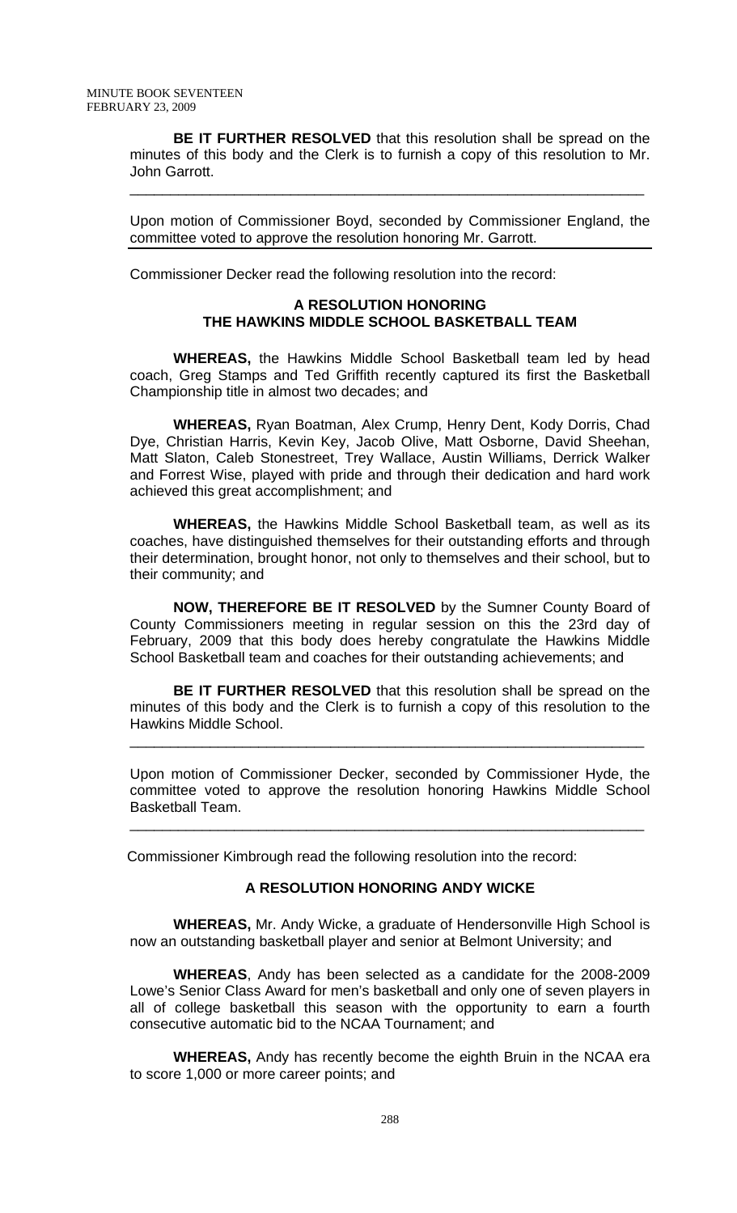**BE IT FURTHER RESOLVED** that this resolution shall be spread on the minutes of this body and the Clerk is to furnish a copy of this resolution to Mr. John Garrott.

---

Upon motion of Commissioner Boyd, seconded by Commissioner England, the committee voted to approve the resolution honoring Mr. Garrott.

---

Commissioner Decker read the following resolution into the record:

## A RESOLUTION HONORING THE HAWKINS MIDDLE SCHOOL BASKETBALL TEAM

**WHEREAS,** the Hawkins Middle School Basketball team led by head coach, Greg Stamps and Ted Griffith recently captured its first the Basketball Championship title in almost two decades; and

**WHEREAS,** Ryan Boatman, Alex Crump, Henry Dent, Kody Dorris, Chad Dye, Christian Harris, Kevin Key, Jacob Olive, Matt Osborne, David Sheehan, Matt Slaton, Caleb Stonestreet, Trey Wallace, Austin Williams, Derrick Walker and Forrest Wise, played with pride and through their dedication and hard work achieved this great accomplishment; and

**WHEREAS,** the Hawkins Middle School Basketball team, as well as its coaches, have distinguished themselves for their outstanding efforts and through their determination, brought honor, not only to themselves and their school, but to their community; and

**NOW, THEREFORE BE IT RESOLVED** by the Sumner County Board of County Commissioners meeting in regular session on this the 23rd day of February, 2009 that this body does hereby congratulate the Hawkins Middle School Basketball team and coaches for their outstanding achievements; and

**BE IT FURTHER RESOLVED** that this resolution shall be spread on the minutes of this body and the Clerk is to furnish a copy of this resolution to the Hawkins Middle School.

---

Upon motion of Commissioner Decker, seconded by Commissioner Hyde, the committee voted to approve the resolution honoring Hawkins Middle School Basketball Team.

---

Commissioner Kimbrough read the following resolution into the record:

## A RESOLUTION HONORING ANDY WICKE

**WHEREAS,** Mr. Andy Wicke, a graduate of Hendersonville High School is now an outstanding basketball player and senior at Belmont University; and

**WHEREAS**, Andy has been selected as a candidate for the 2008-2009 Lowe's Senior Class Award for men's basketball and only one of seven players in all of college basketball this season with the opportunity to earn a fourth consecutive automatic bid to the NCAA Tournament; and

**WHEREAS,** Andy has recently become the eighth Bruin in the NCAA era to score 1,000 or more career points; and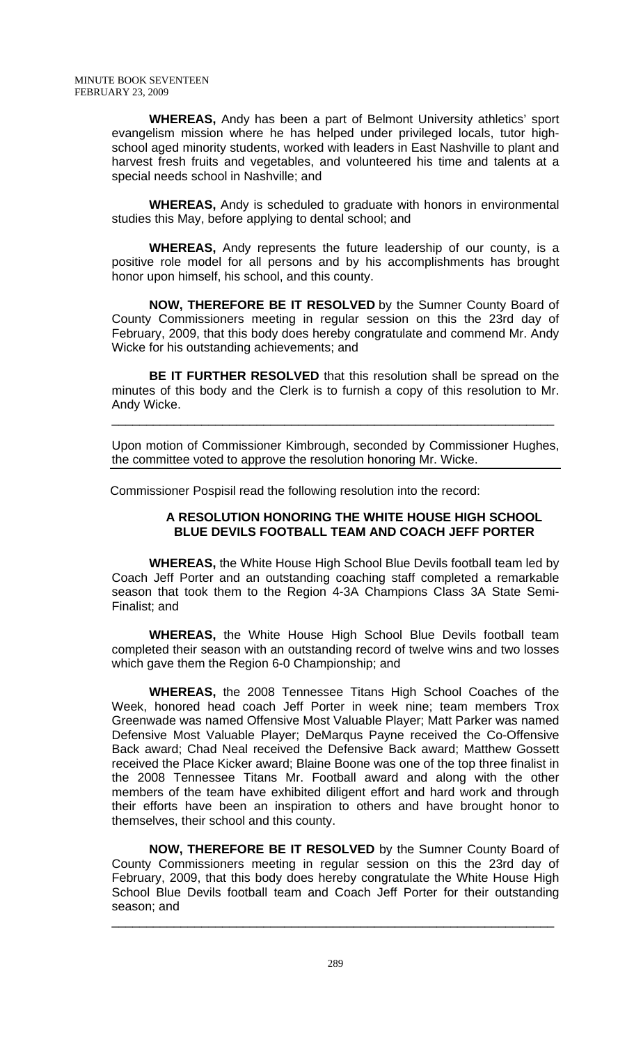**WHEREAS,** Andy has been a part of Belmont University athletics' sport evangelism mission where he has helped under privileged locals, tutor high-school aged minority students, worked with leaders in East Nashville to plant and harvest fresh fruits and vegetables, and volunteered his time and talents at a special needs school in Nashville; and

**WHEREAS,** Andy is scheduled to graduate with honors in environmental studies this May, before applying to dental school; and

**WHEREAS,** Andy represents the future leadership of our county, is a positive role model for all persons and by his accomplishments has brought honor upon himself, his school, and this county.

**NOW, THEREFORE BE IT RESOLVED** by the Sumner County Board of County Commissioners meeting in regular session on this the 23rd day of February, 2009, that this body does hereby congratulate and commend Mr. Andy Wicke for his outstanding achievements; and

**BE IT FURTHER RESOLVED** that this resolution shall be spread on the minutes of this body and the Clerk is to furnish a copy of this resolution to Mr. Andy Wicke.

---

Upon motion of Commissioner Kimbrough, seconded by Commissioner Hughes, the committee voted to approve the resolution honoring Mr. Wicke.

---

Commissioner Pospisil read the following resolution into the record:

**A RESOLUTION HONORING THE WHITE HOUSE HIGH SCHOOL BLUE DEVILS FOOTBALL TEAM AND COACH JEFF PORTER**

**WHEREAS,** the White House High School Blue Devils football team led by Coach Jeff Porter and an outstanding coaching staff completed a remarkable season that took them to the Region 4-3A Champions Class 3A State Semi-Finalist; and

**WHEREAS,** the White House High School Blue Devils football team completed their season with an outstanding record of twelve wins and two losses which gave them the Region 6-0 Championship; and

**WHEREAS,** the 2008 Tennessee Titans High School Coaches of the Week, honored head coach Jeff Porter in week nine; team members Trox Greenwade was named Offensive Most Valuable Player; Matt Parker was named Defensive Most Valuable Player; DeMarqus Payne received the Co-Offensive Back award; Chad Neal received the Defensive Back award; Matthew Gossett received the Place Kicker award; Blaine Boone was one of the top three finalist in the 2008 Tennessee Titans Mr. Football award and along with the other members of the team have exhibited diligent effort and hard work and through their efforts have been an inspiration to others and have brought honor to themselves, their school and this county.

**NOW, THEREFORE BE IT RESOLVED** by the Sumner County Board of County Commissioners meeting in regular session on this the 23rd day of February, 2009, that this body does hereby congratulate the White House High School Blue Devils football team and Coach Jeff Porter for their outstanding season; and

---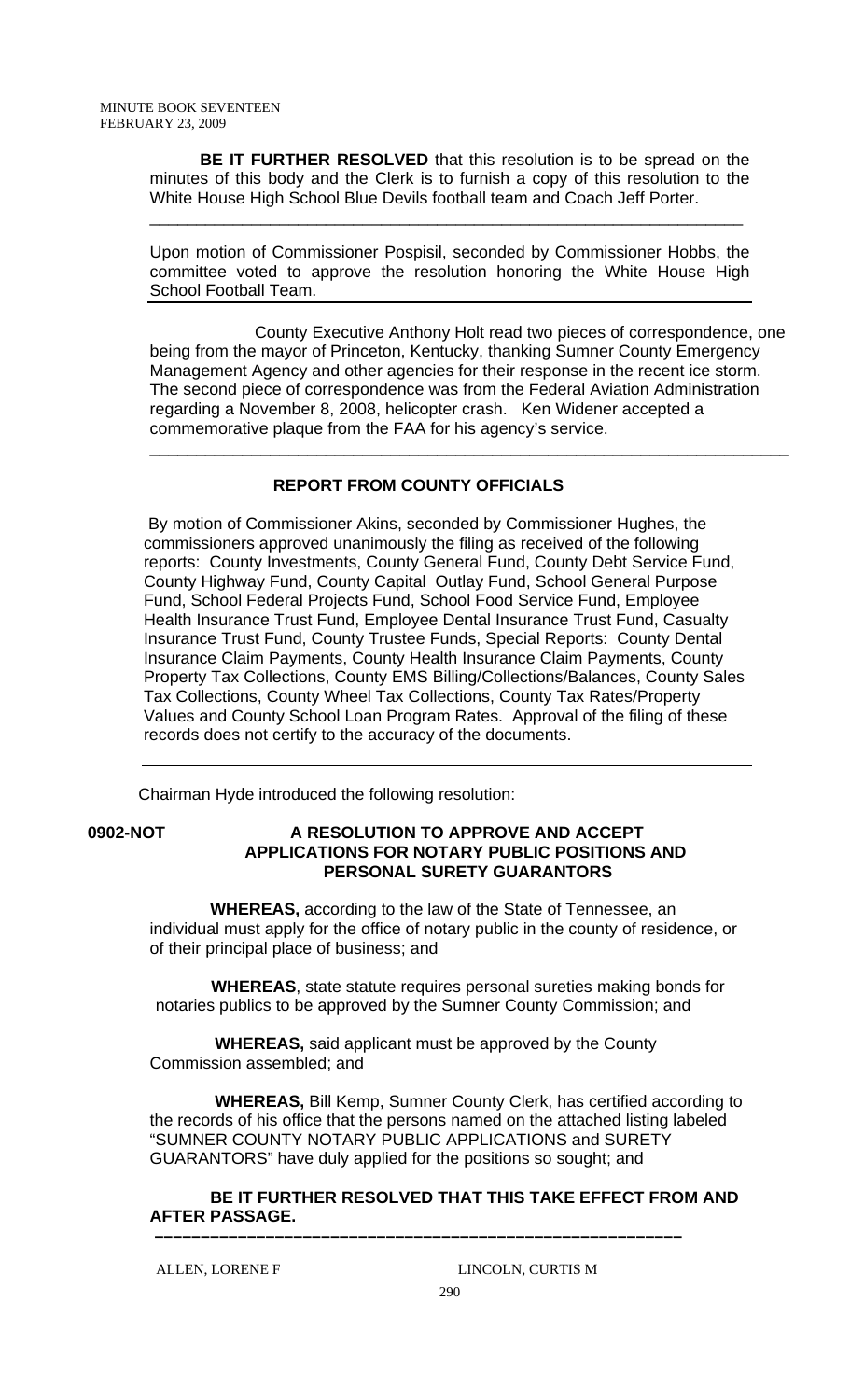**BE IT FURTHER RESOLVED** that this resolution is to be spread on the minutes of this body and the Clerk is to furnish a copy of this resolution to the White House High School Blue Devils football team and Coach Jeff Porter.

---

Upon motion of Commissioner Pospisil, seconded by Commissioner Hobbs, the committee voted to approve the resolution honoring the White House High School Football Team.

---

County Executive Anthony Holt read two pieces of correspondence, one being from the mayor of Princeton, Kentucky, thanking Sumner County Emergency Management Agency and other agencies for their response in the recent ice storm. The second piece of correspondence was from the Federal Aviation Administration regarding a November 8, 2008, helicopter crash. Ken Widener accepted a commemorative plaque from the FAA for his agency's service.

---

**REPORT FROM COUNTY OFFICIALS**

By motion of Commissioner Akins, seconded by Commissioner Hughes, the commissioners approved unanimously the filing as received of the following reports: County Investments, County General Fund, County Debt Service Fund, County Highway Fund, County Capital Outlay Fund, School General Purpose Fund, School Federal Projects Fund, School Food Service Fund, Employee Health Insurance Trust Fund, Employee Dental Insurance Trust Fund, Casualty Insurance Trust Fund, County Trustee Funds, Special Reports: County Dental Insurance Claim Payments, County Health Insurance Claim Payments, County Property Tax Collections, County EMS Billing/Collections/Balances, County Sales Tax Collections, County Wheel Tax Collections, County Tax Rates/Property Values and County School Loan Program Rates. Approval of the filing of these records does not certify to the accuracy of the documents.

---

Chairman Hyde introduced the following resolution:

**0902-NOT** **A RESOLUTION TO APPROVE AND ACCEPT APPLICATIONS FOR NOTARY PUBLIC POSITIONS AND PERSONAL SURETY GUARANTORS**

**WHEREAS,** according to the law of the State of Tennessee, an individual must apply for the office of notary public in the county of residence, or of their principal place of business; and

**WHEREAS**, state statute requires personal sureties making bonds for notaries publics to be approved by the Sumner County Commission; and

**WHEREAS,** said applicant must be approved by the County Commission assembled; and

**WHEREAS,** Bill Kemp, Sumner County Clerk, has certified according to the records of his office that the persons named on the attached listing labeled "SUMNER COUNTY NOTARY PUBLIC APPLICATIONS and SURETY GUARANTORS" have duly applied for the positions so sought; and

**BE IT FURTHER RESOLVED THAT THIS TAKE EFFECT FROM AND AFTER PASSAGE.**

---

ALLEN, LORENE F LINCOLN, CURTIS M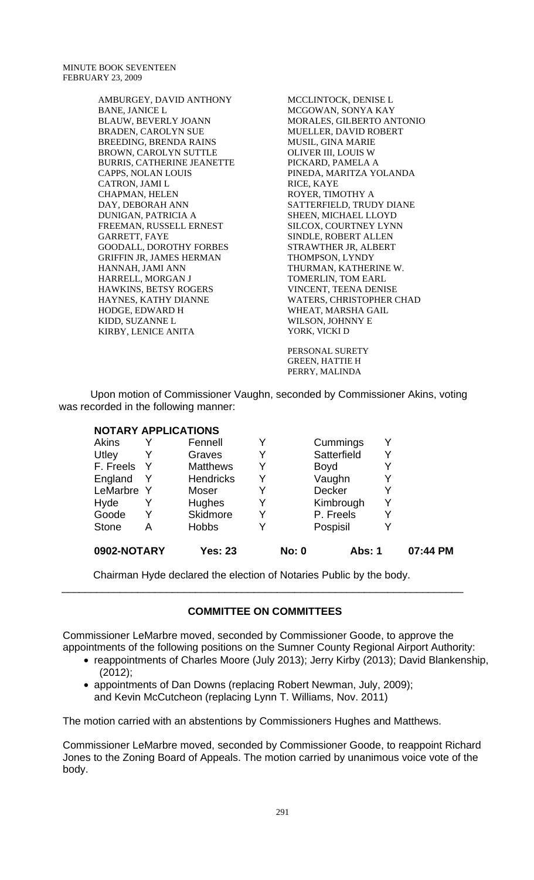AMBURGEY, DAVID ANTHONY
BANE, JANICE L
BLAUW, BEVERLY JOANN
BRADEN, CAROLYN SUE
BREEDING, BRENDA RAINS
BROWN, CAROLYN SUTTLE
BURRIS, CATHERINE JEANETTE
CAPPS, NOLAN LOUIS
CATRON, JAMI L
CHAPMAN, HELEN
DAY, DEBORAH ANN
DUNIGAN, PATRICIA A
FREEMAN, RUSSELL ERNEST
GARRETT, FAYE
GOODALL, DOROTHY FORBES
GRIFFIN JR, JAMES HERMAN
HANNAH, JAMI ANN
HARRELL, MORGAN J
HAWKINS, BETSY ROGERS
HAYNES, KATHY DIANNE
HODGE, EDWARD H
KIDD, SUZANNE L
KIRBY, LENICE ANITA
MCCLINTOCK, DENISE L
MCGOWAN, SONYA KAY
MORALES, GILBERTO ANTONIO
MUELLER, DAVID ROBERT
MUSIL, GINA MARIE
OLIVER III, LOUIS W
PICKARD, PAMELA A
PINEDA, MARITZA YOLANDA
RICE, KAYE
ROYER, TIMOTHY A
SATTERFIELD, TRUDY DIANE
SHEEN, MICHAEL LLOYD
SILCOX, COURTNEY LYNN
SINDLE, ROBERT ALLEN
STRAWTHER JR, ALBERT
THOMPSON, LYNDY
THURMAN, KATHERINE W.
TOMERLIN, TOM EARL
VINCENT, TEENA DENISE
WATERS, CHRISTOPHER CHAD
WHEAT, MARSHA GAIL
WILSON, JOHNNY E
YORK, VICKI D

PERSONAL SURETY
GREEN, HATTIE H
PERRY, MALINDA

Upon motion of Commissioner Vaughn, seconded by Commissioner Akins, voting was recorded in the following manner:

**NOTARY APPLICATIONS**

| | | | | | |
|---|---|---|---|---|---|
| Akins | Y | Fennell | Y | Cummings | Y |
| Utley | Y | Graves | Y | Satterfield | Y |
| F. Freels | Y | Matthews | Y | Boyd | Y |
| England | Y | Hendricks | Y | Vaughn | Y |
| LeMarbre | Y | Moser | Y | Decker | Y |
| Hyde | Y | Hughes | Y | Kimbrough | Y |
| Goode | Y | Skidmore | Y | P. Freels | Y |
| Stone | A | Hobbs | Y | Pospisil | Y |

**0902-NOTARY Yes: 23 No: 0 Abs: 1 07:44 PM**

Chairman Hyde declared the election of Notaries Public by the body.

---

**COMMITTEE ON COMMITTEES**

Commissioner LeMarbre moved, seconded by Commissioner Goode, to approve the appointments of the following positions on the Sumner County Regional Airport Authority:

- reappointments of Charles Moore (July 2013); Jerry Kirby (2013); David Blankenship, (2012);
- appointments of Dan Downs (replacing Robert Newman, July, 2009); and Kevin McCutcheon (replacing Lynn T. Williams, Nov. 2011)

The motion carried with an abstentions by Commissioners Hughes and Matthews.

Commissioner LeMarbre moved, seconded by Commissioner Goode, to reappoint Richard Jones to the Zoning Board of Appeals. The motion carried by unanimous voice vote of the body.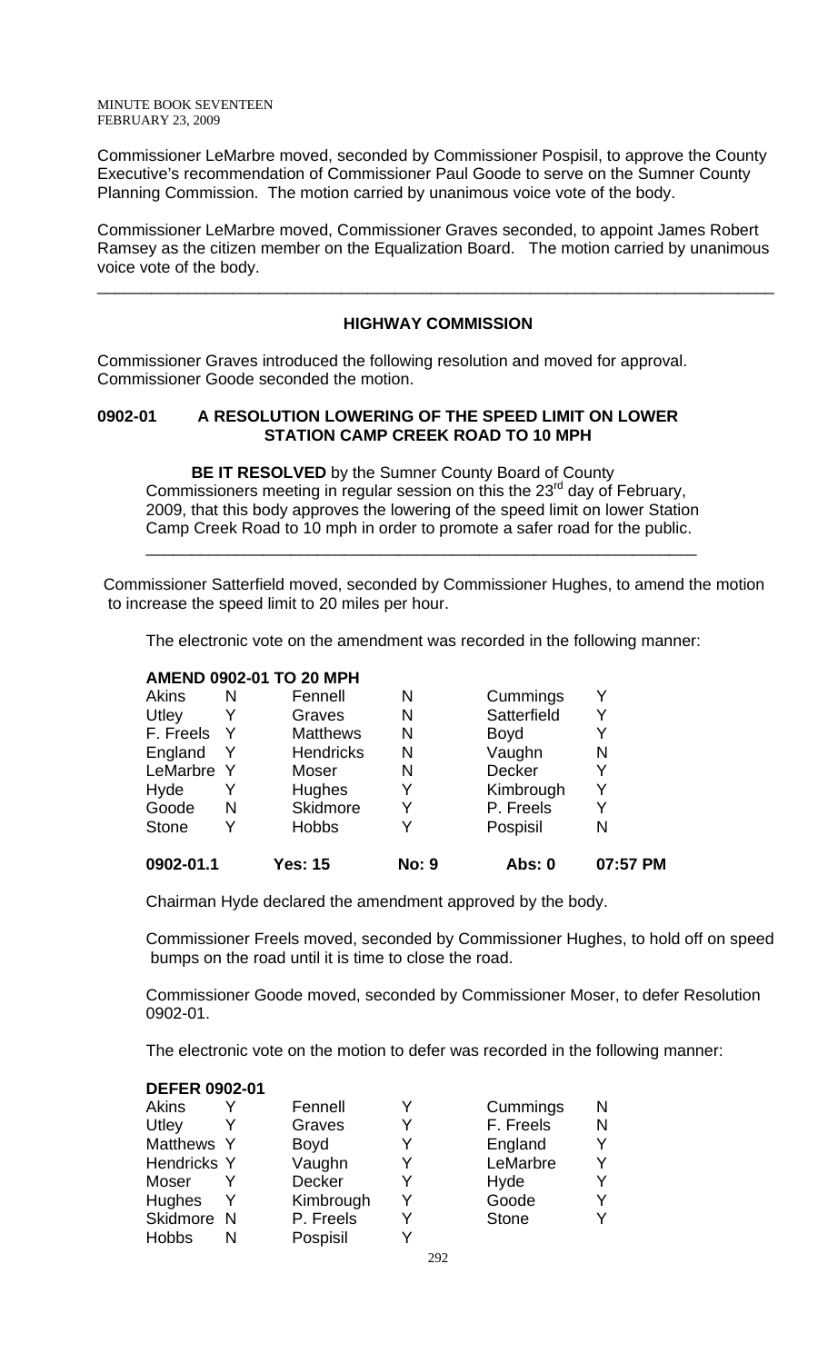Commissioner LeMarbre moved, seconded by Commissioner Pospisil, to approve the County Executive's recommendation of Commissioner Paul Goode to serve on the Sumner County Planning Commission. The motion carried by unanimous voice vote of the body.

Commissioner LeMarbre moved, Commissioner Graves seconded, to appoint James Robert Ramsey as the citizen member on the Equalization Board. The motion carried by unanimous voice vote of the body.

---

## HIGHWAY COMMISSION

Commissioner Graves introduced the following resolution and moved for approval. Commissioner Goode seconded the motion.

### 0902-01 A RESOLUTION LOWERING OF THE SPEED LIMIT ON LOWER STATION CAMP CREEK ROAD TO 10 MPH

**BE IT RESOLVED** by the Sumner County Board of County Commissioners meeting in regular session on this the 23rd day of February, 2009, that this body approves the lowering of the speed limit on lower Station Camp Creek Road to 10 mph in order to promote a safer road for the public.

---

Commissioner Satterfield moved, seconded by Commissioner Hughes, to amend the motion to increase the speed limit to 20 miles per hour.

The electronic vote on the amendment was recorded in the following manner:

**AMEND 0902-01 TO 20 MPH**

| | | | | | |
|---|---|---|---|---|---|
| Akins | N | Fennell | N | Cummings | Y |
| Utley | Y | Graves | N | Satterfield | Y |
| F. Freels | Y | Matthews | N | Boyd | Y |
| England | Y | Hendricks | N | Vaughn | N |
| LeMarbre | Y | Moser | N | Decker | Y |
| Hyde | Y | Hughes | Y | Kimbrough | Y |
| Goode | N | Skidmore | Y | P. Freels | Y |
| Stone | Y | Hobbs | Y | Pospisil | N |
| **0902-01.1** | | **Yes: 15** | | **No: 9** | **Abs: 0** 07:57 PM |

Chairman Hyde declared the amendment approved by the body.

Commissioner Freels moved, seconded by Commissioner Hughes, to hold off on speed bumps on the road until it is time to close the road.

Commissioner Goode moved, seconded by Commissioner Moser, to defer Resolution 0902-01.

The electronic vote on the motion to defer was recorded in the following manner:

**DEFER 0902-01**

| | | | | | |
|---|---|---|---|---|---|
| Akins | Y | Fennell | Y | Cummings | N |
| Utley | Y | Graves | Y | F. Freels | N |
| Matthews | Y | Boyd | Y | England | Y |
| Hendricks | Y | Vaughn | Y | LeMarbre | Y |
| Moser | Y | Decker | Y | Hyde | Y |
| Hughes | Y | Kimbrough | Y | Goode | Y |
| Skidmore | N | P. Freels | Y | Stone | Y |
| Hobbs | N | Pospisil | Y | | |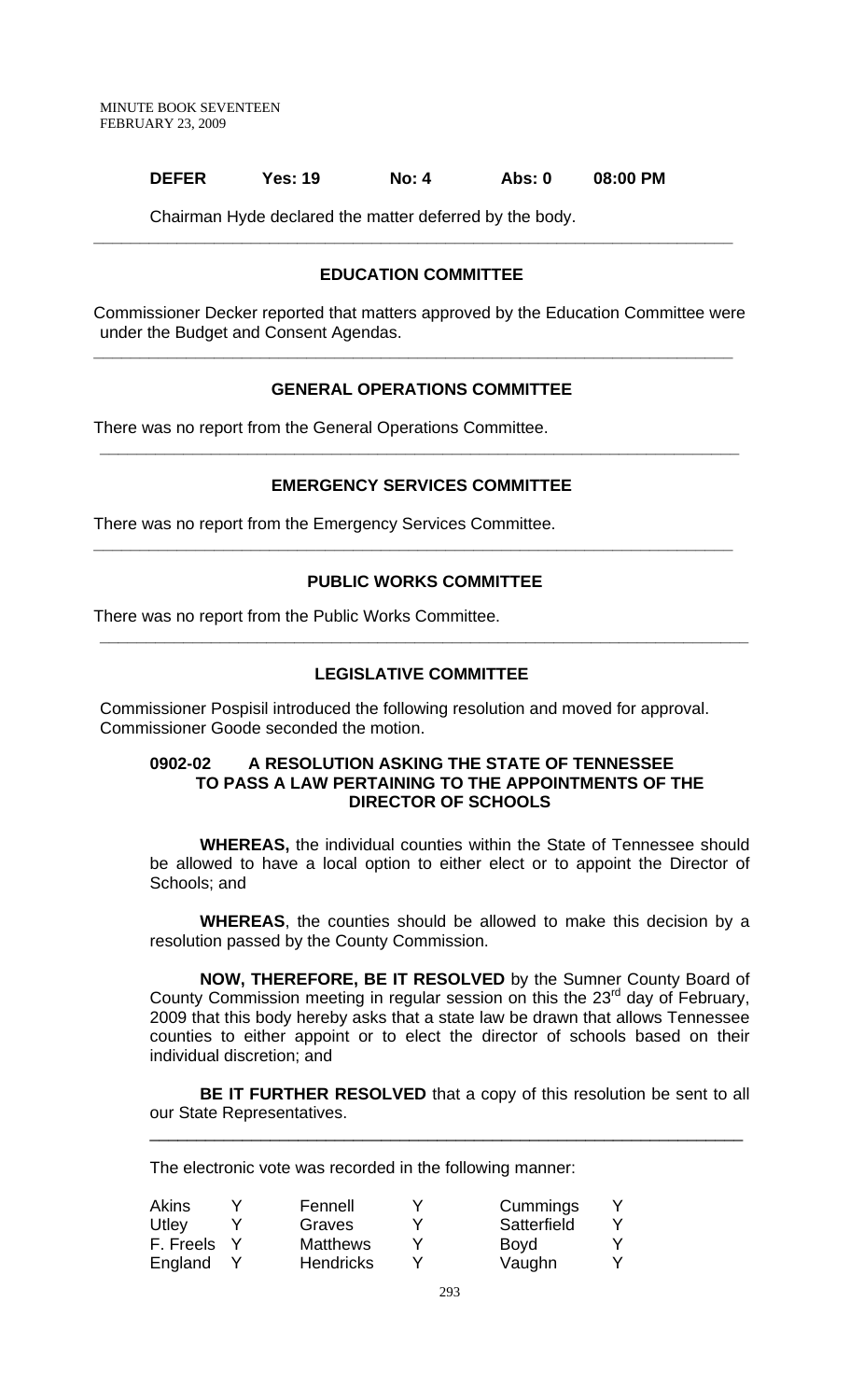| DEFER | Yes: 19 | No: 4 | Abs: 0 | 08:00 PM |
|---|---|---|---|---|

Chairman Hyde declared the matter deferred by the body.

---

## EDUCATION COMMITTEE

Commissioner Decker reported that matters approved by the Education Committee were under the Budget and Consent Agendas.

---

## GENERAL OPERATIONS COMMITTEE

There was no report from the General Operations Committee.

---

## EMERGENCY SERVICES COMMITTEE

There was no report from the Emergency Services Committee.

---

## PUBLIC WORKS COMMITTEE

There was no report from the Public Works Committee.

---

## LEGISLATIVE COMMITTEE

Commissioner Pospisil introduced the following resolution and moved for approval. Commissioner Goode seconded the motion.

**0902-02 A RESOLUTION ASKING THE STATE OF TENNESSEE TO PASS A LAW PERTAINING TO THE APPOINTMENTS OF THE DIRECTOR OF SCHOOLS**

**WHEREAS,** the individual counties within the State of Tennessee should be allowed to have a local option to either elect or to appoint the Director of Schools; and

**WHEREAS**, the counties should be allowed to make this decision by a resolution passed by the County Commission.

**NOW, THEREFORE, BE IT RESOLVED** by the Sumner County Board of County Commission meeting in regular session on this the 23rd day of February, 2009 that this body hereby asks that a state law be drawn that allows Tennessee counties to either appoint or to elect the director of schools based on their individual discretion; and

**BE IT FURTHER RESOLVED** that a copy of this resolution be sent to all our State Representatives.

---

The electronic vote was recorded in the following manner:

| | | | | | |
|---|---|---|---|---|---|
| Akins | Y | Fennell | Y | Cummings | Y |
| Utley | Y | Graves | Y | Satterfield | Y |
| F. Freels | Y | Matthews | Y | Boyd | Y |
| England | Y | Hendricks | Y | Vaughn | Y |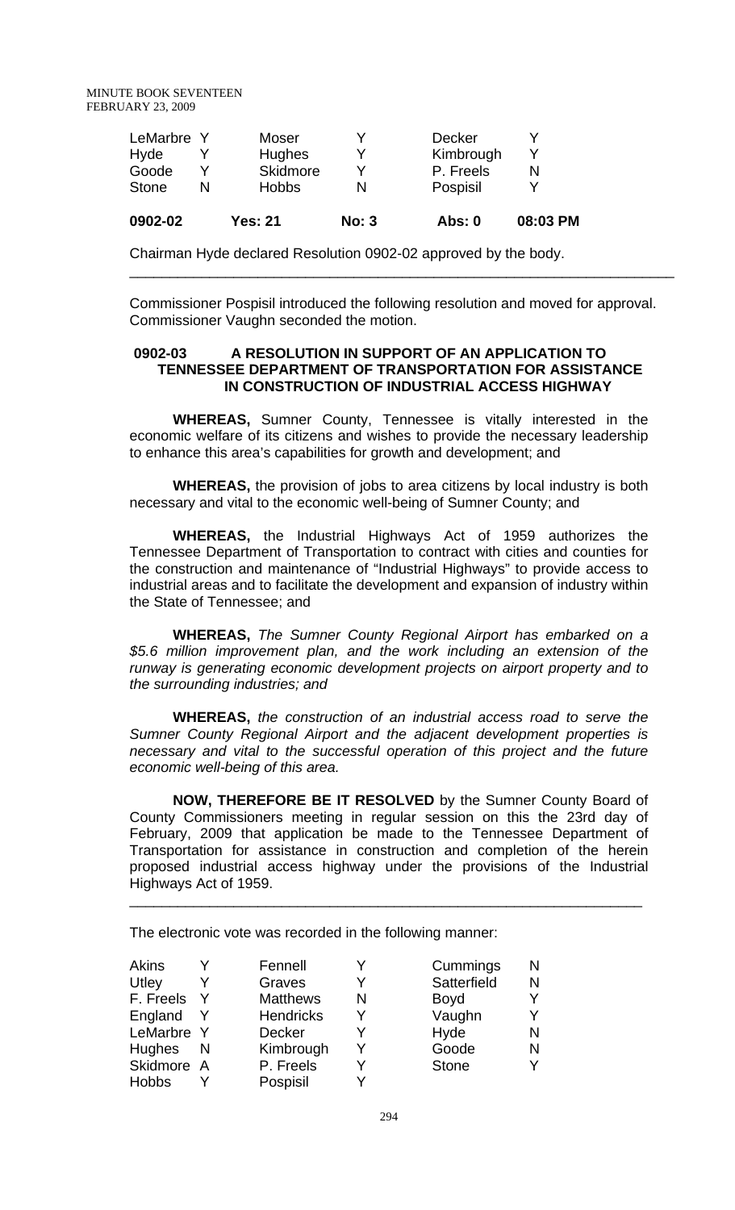| | | | | | |
|---|---|---|---|---|---|
| LeMarbre | Y | Moser | Y | Decker | Y |
| Hyde | Y | Hughes | Y | Kimbrough | Y |
| Goode | Y | Skidmore | Y | P. Freels | N |
| Stone | N | Hobbs | N | Pospisil | Y |

| **0902-02** | **Yes: 21** | **No: 3** | **Abs: 0** | **08:03 PM** |
|---|---|---|---|---|

Chairman Hyde declared Resolution 0902-02 approved by the body.

---

Commissioner Pospisil introduced the following resolution and moved for approval. Commissioner Vaughn seconded the motion.

### 0902-03 A RESOLUTION IN SUPPORT OF AN APPLICATION TO TENNESSEE DEPARTMENT OF TRANSPORTATION FOR ASSISTANCE IN CONSTRUCTION OF INDUSTRIAL ACCESS HIGHWAY

**WHEREAS,** Sumner County, Tennessee is vitally interested in the economic welfare of its citizens and wishes to provide the necessary leadership to enhance this area's capabilities for growth and development; and

**WHEREAS,** the provision of jobs to area citizens by local industry is both necessary and vital to the economic well-being of Sumner County; and

**WHEREAS,** the Industrial Highways Act of 1959 authorizes the Tennessee Department of Transportation to contract with cities and counties for the construction and maintenance of "Industrial Highways" to provide access to industrial areas and to facilitate the development and expansion of industry within the State of Tennessee; and

**WHEREAS,** *The Sumner County Regional Airport has embarked on a $5.6 million improvement plan, and the work including an extension of the runway is generating economic development projects on airport property and to the surrounding industries; and*

**WHEREAS,** *the construction of an industrial access road to serve the Sumner County Regional Airport and the adjacent development properties is necessary and vital to the successful operation of this project and the future economic well-being of this area.*

**NOW, THEREFORE BE IT RESOLVED** by the Sumner County Board of County Commissioners meeting in regular session on this the 23rd day of February, 2009 that application be made to the Tennessee Department of Transportation for assistance in construction and completion of the herein proposed industrial access highway under the provisions of the Industrial Highways Act of 1959.

---

The electronic vote was recorded in the following manner:

| | | | | | |
|---|---|---|---|---|---|
| Akins | Y | Fennell | Y | Cummings | N |
| Utley | Y | Graves | Y | Satterfield | N |
| F. Freels | Y | Matthews | N | Boyd | Y |
| England | Y | Hendricks | Y | Vaughn | Y |
| LeMarbre | Y | Decker | Y | Hyde | N |
| Hughes | N | Kimbrough | Y | Goode | N |
| Skidmore | A | P. Freels | Y | Stone | Y |
| Hobbs | Y | Pospisil | Y | | |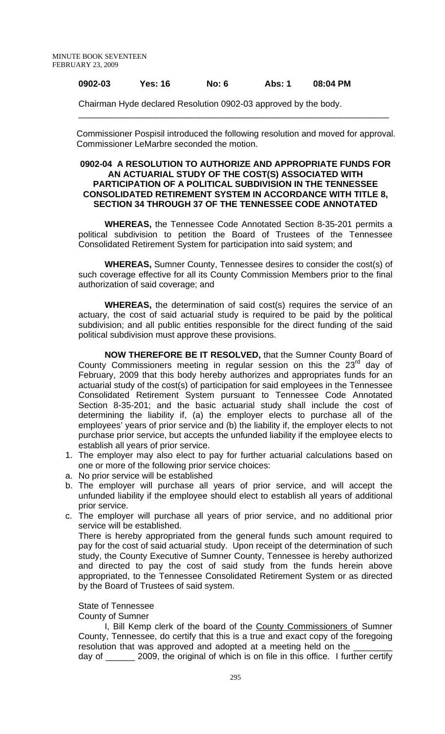**0902-03 Yes: 16 No: 6 Abs: 1 08:04 PM**

Chairman Hyde declared Resolution 0902-03 approved by the body.

---

Commissioner Pospisil introduced the following resolution and moved for approval. Commissioner LeMarbre seconded the motion.

**0902-04 A RESOLUTION TO AUTHORIZE AND APPROPRIATE FUNDS FOR AN ACTUARIAL STUDY OF THE COST(S) ASSOCIATED WITH PARTICIPATION OF A POLITICAL SUBDIVISION IN THE TENNESSEE CONSOLIDATED RETIREMENT SYSTEM IN ACCORDANCE WITH TITLE 8, SECTION 34 THROUGH 37 OF THE TENNESSEE CODE ANNOTATED**

**WHEREAS,** the Tennessee Code Annotated Section 8-35-201 permits a political subdivision to petition the Board of Trustees of the Tennessee Consolidated Retirement System for participation into said system; and

**WHEREAS,** Sumner County, Tennessee desires to consider the cost(s) of such coverage effective for all its County Commission Members prior to the final authorization of said coverage; and

**WHEREAS,** the determination of said cost(s) requires the service of an actuary, the cost of said actuarial study is required to be paid by the political subdivision; and all public entities responsible for the direct funding of the said political subdivision must approve these provisions.

**NOW THEREFORE BE IT RESOLVED,** that the Sumner County Board of County Commissioners meeting in regular session on this the 23rd day of February, 2009 that this body hereby authorizes and appropriates funds for an actuarial study of the cost(s) of participation for said employees in the Tennessee Consolidated Retirement System pursuant to Tennessee Code Annotated Section 8-35-201; and the basic actuarial study shall include the cost of determining the liability if, (a) the employer elects to purchase all of the employees' years of prior service and (b) the liability if, the employer elects to not purchase prior service, but accepts the unfunded liability if the employee elects to establish all years of prior service.

1. The employer may also elect to pay for further actuarial calculations based on one or more of the following prior service choices:
   a. No prior service will be established
   b. The employer will purchase all years of prior service, and will accept the unfunded liability if the employee should elect to establish all years of additional prior service.
   c. The employer will purchase all years of prior service, and no additional prior service will be established.

There is hereby appropriated from the general funds such amount required to pay for the cost of said actuarial study. Upon receipt of the determination of such study, the County Executive of Sumner County, Tennessee is hereby authorized and directed to pay the cost of said study from the funds herein above appropriated, to the Tennessee Consolidated Retirement System or as directed by the Board of Trustees of said system.

State of Tennessee
County of Sumner

I, Bill Kemp clerk of the board of the County Commissioners of Sumner County, Tennessee, do certify that this is a true and exact copy of the foregoing resolution that was approved and adopted at a meeting held on the ________ day of ______ 2009, the original of which is on file in this office. I further certify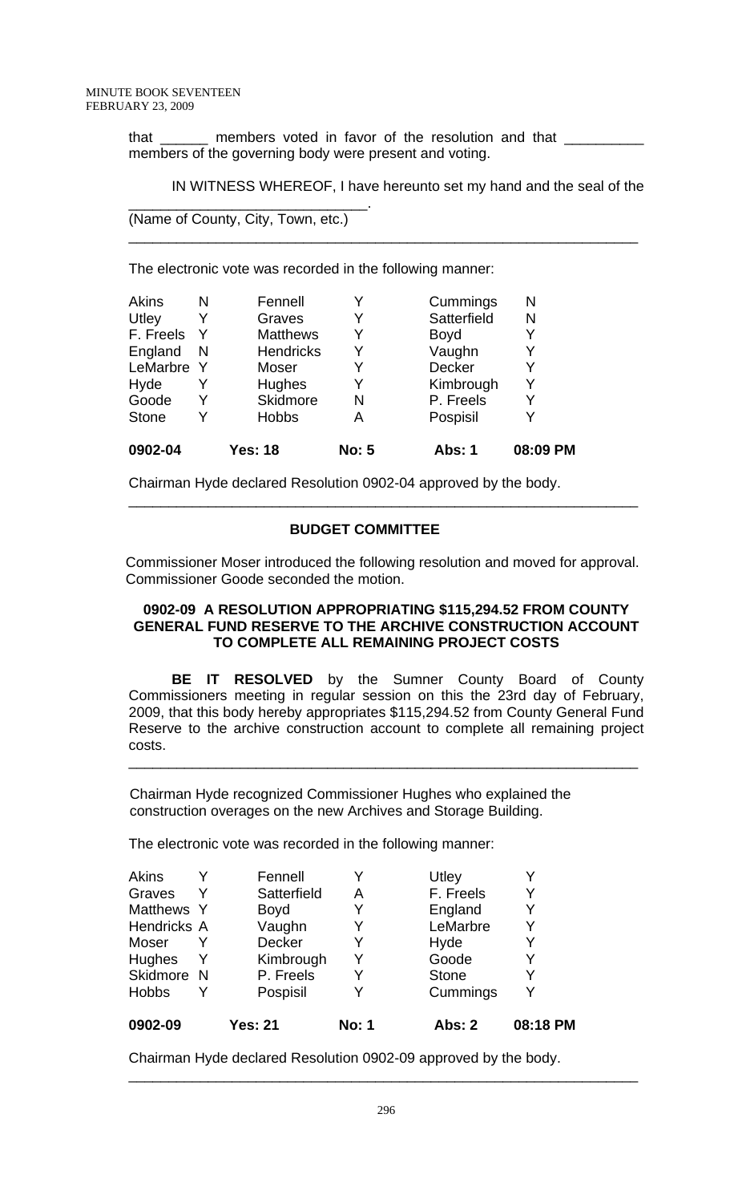that ______ members voted in favor of the resolution and that __________ members of the governing body were present and voting.

IN WITNESS WHEREOF, I have hereunto set my hand and the seal of the

_____________________________.
(Name of County, City, Town, etc.)

---

The electronic vote was recorded in the following manner:

| | | | | | |
|---|---|---|---|---|---|
| Akins | N | Fennell | Y | Cummings | N |
| Utley | Y | Graves | Y | Satterfield | N |
| F. Freels | Y | Matthews | Y | Boyd | Y |
| England | N | Hendricks | Y | Vaughn | Y |
| LeMarbre | Y | Moser | Y | Decker | Y |
| Hyde | Y | Hughes | Y | Kimbrough | Y |
| Goode | Y | Skidmore | N | P. Freels | Y |
| Stone | Y | Hobbs | A | Pospisil | Y |
| **0902-04** | | **Yes: 18** | **No: 5** | **Abs: 1** | **08:09 PM** |

Chairman Hyde declared Resolution 0902-04 approved by the body.

---

## BUDGET COMMITTEE

Commissioner Moser introduced the following resolution and moved for approval. Commissioner Goode seconded the motion.

### 0902-09 A RESOLUTION APPROPRIATING $115,294.52 FROM COUNTY GENERAL FUND RESERVE TO THE ARCHIVE CONSTRUCTION ACCOUNT TO COMPLETE ALL REMAINING PROJECT COSTS

**BE IT RESOLVED** by the Sumner County Board of County Commissioners meeting in regular session on this the 23rd day of February, 2009, that this body hereby appropriates $115,294.52 from County General Fund Reserve to the archive construction account to complete all remaining project costs.

---

Chairman Hyde recognized Commissioner Hughes who explained the construction overages on the new Archives and Storage Building.

The electronic vote was recorded in the following manner:

| | | | | | |
|---|---|---|---|---|---|
| Akins | Y | Fennell | Y | Utley | Y |
| Graves | Y | Satterfield | A | F. Freels | Y |
| Matthews | Y | Boyd | Y | England | Y |
| Hendricks | A | Vaughn | Y | LeMarbre | Y |
| Moser | Y | Decker | Y | Hyde | Y |
| Hughes | Y | Kimbrough | Y | Goode | Y |
| Skidmore | N | P. Freels | Y | Stone | Y |
| Hobbs | Y | Pospisil | Y | Cummings | Y |
| **0902-09** | | **Yes: 21** | **No: 1** | **Abs: 2** | **08:18 PM** |

Chairman Hyde declared Resolution 0902-09 approved by the body.

---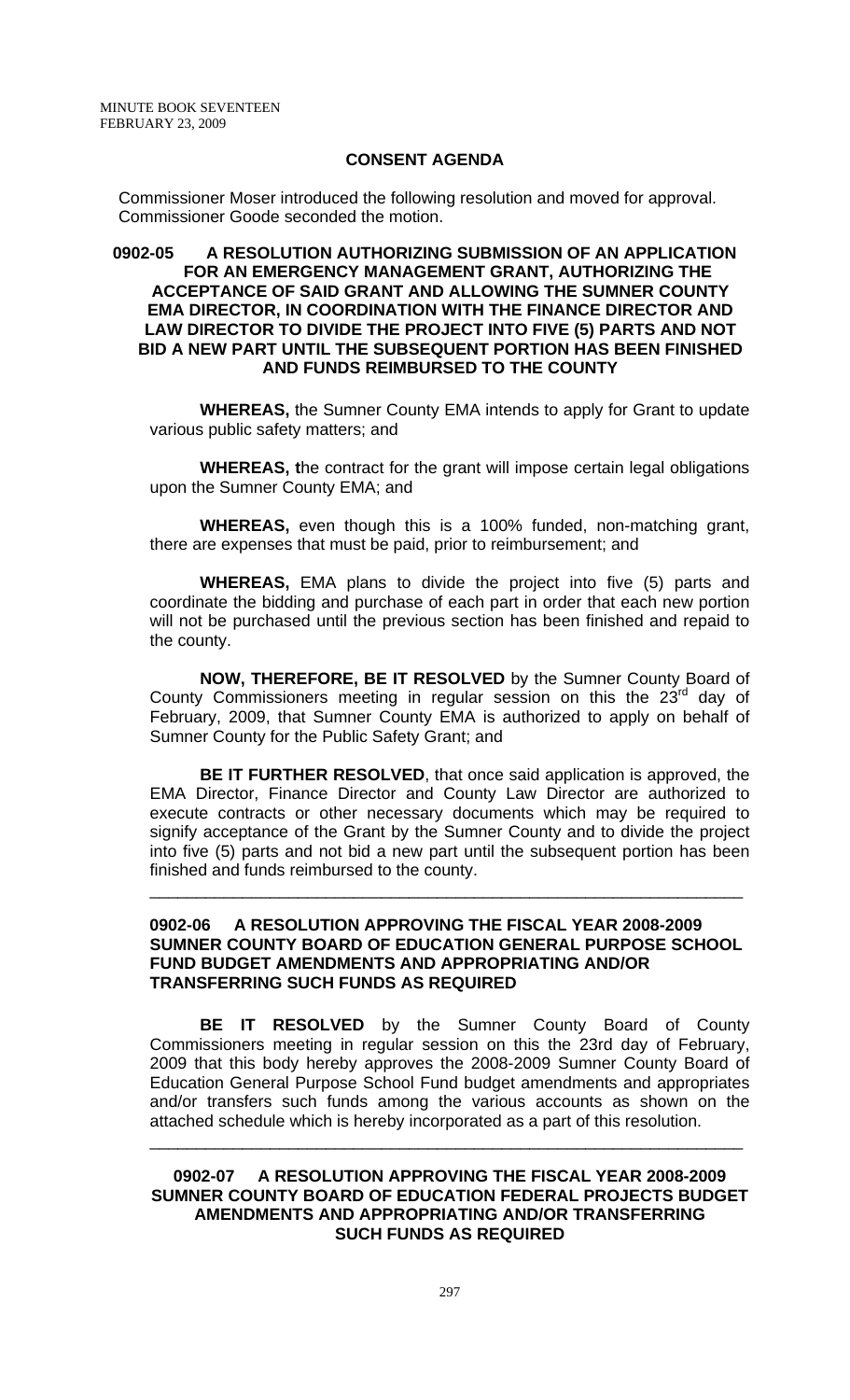## CONSENT AGENDA

Commissioner Moser introduced the following resolution and moved for approval. Commissioner Goode seconded the motion.

**0902-05 A RESOLUTION AUTHORIZING SUBMISSION OF AN APPLICATION FOR AN EMERGENCY MANAGEMENT GRANT, AUTHORIZING THE ACCEPTANCE OF SAID GRANT AND ALLOWING THE SUMNER COUNTY EMA DIRECTOR, IN COORDINATION WITH THE FINANCE DIRECTOR AND LAW DIRECTOR TO DIVIDE THE PROJECT INTO FIVE (5) PARTS AND NOT BID A NEW PART UNTIL THE SUBSEQUENT PORTION HAS BEEN FINISHED AND FUNDS REIMBURSED TO THE COUNTY**

**WHEREAS,** the Sumner County EMA intends to apply for Grant to update various public safety matters; and

**WHEREAS, t**he contract for the grant will impose certain legal obligations upon the Sumner County EMA; and

**WHEREAS,** even though this is a 100% funded, non-matching grant, there are expenses that must be paid, prior to reimbursement; and

**WHEREAS,** EMA plans to divide the project into five (5) parts and coordinate the bidding and purchase of each part in order that each new portion will not be purchased until the previous section has been finished and repaid to the county.

**NOW, THEREFORE, BE IT RESOLVED** by the Sumner County Board of County Commissioners meeting in regular session on this the 23rd day of February, 2009, that Sumner County EMA is authorized to apply on behalf of Sumner County for the Public Safety Grant; and

**BE IT FURTHER RESOLVED**, that once said application is approved, the EMA Director, Finance Director and County Law Director are authorized to execute contracts or other necessary documents which may be required to signify acceptance of the Grant by the Sumner County and to divide the project into five (5) parts and not bid a new part until the subsequent portion has been finished and funds reimbursed to the county.

---

**0902-06 A RESOLUTION APPROVING THE FISCAL YEAR 2008-2009 SUMNER COUNTY BOARD OF EDUCATION GENERAL PURPOSE SCHOOL FUND BUDGET AMENDMENTS AND APPROPRIATING AND/OR TRANSFERRING SUCH FUNDS AS REQUIRED**

**BE IT RESOLVED** by the Sumner County Board of County Commissioners meeting in regular session on this the 23rd day of February, 2009 that this body hereby approves the 2008-2009 Sumner County Board of Education General Purpose School Fund budget amendments and appropriates and/or transfers such funds among the various accounts as shown on the attached schedule which is hereby incorporated as a part of this resolution.

---

**0902-07 A RESOLUTION APPROVING THE FISCAL YEAR 2008-2009 SUMNER COUNTY BOARD OF EDUCATION FEDERAL PROJECTS BUDGET AMENDMENTS AND APPROPRIATING AND/OR TRANSFERRING SUCH FUNDS AS REQUIRED**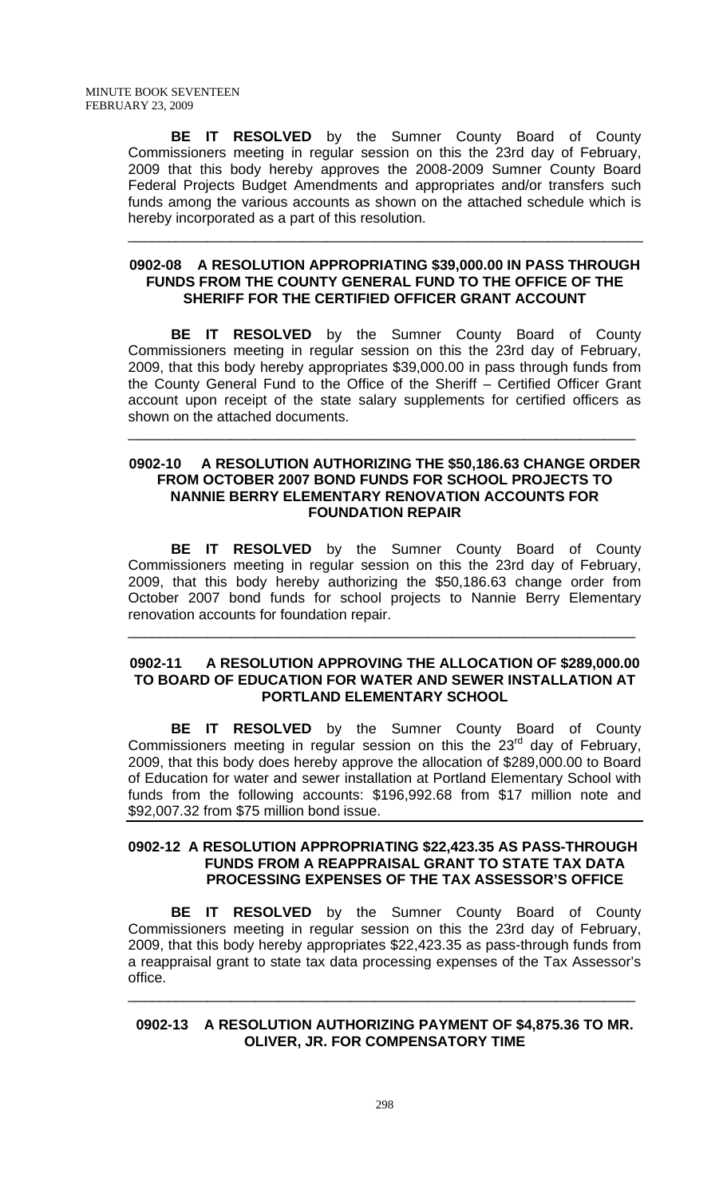**BE IT RESOLVED** by the Sumner County Board of County Commissioners meeting in regular session on this the 23rd day of February, 2009 that this body hereby approves the 2008-2009 Sumner County Board Federal Projects Budget Amendments and appropriates and/or transfers such funds among the various accounts as shown on the attached schedule which is hereby incorporated as a part of this resolution.

---

**0902-08 A RESOLUTION APPROPRIATING $39,000.00 IN PASS THROUGH FUNDS FROM THE COUNTY GENERAL FUND TO THE OFFICE OF THE SHERIFF FOR THE CERTIFIED OFFICER GRANT ACCOUNT**

**BE IT RESOLVED** by the Sumner County Board of County Commissioners meeting in regular session on this the 23rd day of February, 2009, that this body hereby appropriates $39,000.00 in pass through funds from the County General Fund to the Office of the Sheriff – Certified Officer Grant account upon receipt of the state salary supplements for certified officers as shown on the attached documents.

---

**0902-10 A RESOLUTION AUTHORIZING THE $50,186.63 CHANGE ORDER FROM OCTOBER 2007 BOND FUNDS FOR SCHOOL PROJECTS TO NANNIE BERRY ELEMENTARY RENOVATION ACCOUNTS FOR FOUNDATION REPAIR**

**BE IT RESOLVED** by the Sumner County Board of County Commissioners meeting in regular session on this the 23rd day of February, 2009, that this body hereby authorizing the $50,186.63 change order from October 2007 bond funds for school projects to Nannie Berry Elementary renovation accounts for foundation repair.

---

**0902-11 A RESOLUTION APPROVING THE ALLOCATION OF $289,000.00 TO BOARD OF EDUCATION FOR WATER AND SEWER INSTALLATION AT PORTLAND ELEMENTARY SCHOOL**

**BE IT RESOLVED** by the Sumner County Board of County Commissioners meeting in regular session on this the 23rd day of February, 2009, that this body does hereby approve the allocation of $289,000.00 to Board of Education for water and sewer installation at Portland Elementary School with funds from the following accounts: $196,992.68 from $17 million note and $92,007.32 from $75 million bond issue.

---

**0902-12 A RESOLUTION APPROPRIATING $22,423.35 AS PASS-THROUGH FUNDS FROM A REAPPRAISAL GRANT TO STATE TAX DATA PROCESSING EXPENSES OF THE TAX ASSESSOR'S OFFICE**

**BE IT RESOLVED** by the Sumner County Board of County Commissioners meeting in regular session on this the 23rd day of February, 2009, that this body hereby appropriates $22,423.35 as pass-through funds from a reappraisal grant to state tax data processing expenses of the Tax Assessor's office.

---

**0902-13 A RESOLUTION AUTHORIZING PAYMENT OF $4,875.36 TO MR. OLIVER, JR. FOR COMPENSATORY TIME**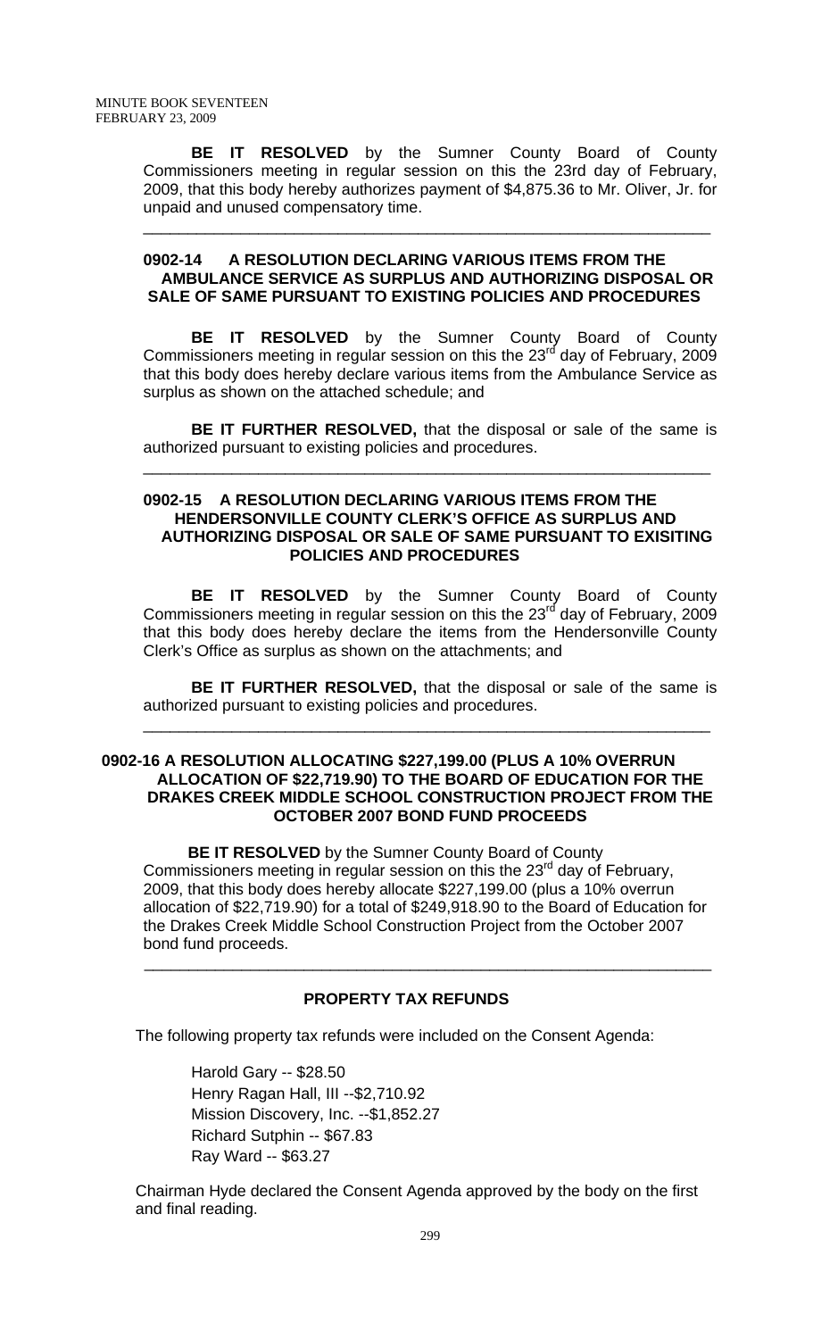**BE IT RESOLVED** by the Sumner County Board of County Commissioners meeting in regular session on this the 23rd day of February, 2009, that this body hereby authorizes payment of $4,875.36 to Mr. Oliver, Jr. for unpaid and unused compensatory time.

---

### 0902-14 A RESOLUTION DECLARING VARIOUS ITEMS FROM THE AMBULANCE SERVICE AS SURPLUS AND AUTHORIZING DISPOSAL OR SALE OF SAME PURSUANT TO EXISTING POLICIES AND PROCEDURES

**BE IT RESOLVED** by the Sumner County Board of County Commissioners meeting in regular session on this the 23rd day of February, 2009 that this body does hereby declare various items from the Ambulance Service as surplus as shown on the attached schedule; and

**BE IT FURTHER RESOLVED,** that the disposal or sale of the same is authorized pursuant to existing policies and procedures.

---

### 0902-15 A RESOLUTION DECLARING VARIOUS ITEMS FROM THE HENDERSONVILLE COUNTY CLERK'S OFFICE AS SURPLUS AND AUTHORIZING DISPOSAL OR SALE OF SAME PURSUANT TO EXISITING POLICIES AND PROCEDURES

**BE IT RESOLVED** by the Sumner County Board of County Commissioners meeting in regular session on this the 23rd day of February, 2009 that this body does hereby declare the items from the Hendersonville County Clerk's Office as surplus as shown on the attachments; and

**BE IT FURTHER RESOLVED,** that the disposal or sale of the same is authorized pursuant to existing policies and procedures.

---

### 0902-16 A RESOLUTION ALLOCATING $227,199.00 (PLUS A 10% OVERRUN ALLOCATION OF $22,719.90) TO THE BOARD OF EDUCATION FOR THE DRAKES CREEK MIDDLE SCHOOL CONSTRUCTION PROJECT FROM THE OCTOBER 2007 BOND FUND PROCEEDS

**BE IT RESOLVED** by the Sumner County Board of County Commissioners meeting in regular session on this the 23rd day of February, 2009, that this body does hereby allocate $227,199.00 (plus a 10% overrun allocation of $22,719.90) for a total of $249,918.90 to the Board of Education for the Drakes Creek Middle School Construction Project from the October 2007 bond fund proceeds.

---

### PROPERTY TAX REFUNDS

The following property tax refunds were included on the Consent Agenda:

Harold Gary -- $28.50
Henry Ragan Hall, III --$2,710.92
Mission Discovery, Inc. --$1,852.27
Richard Sutphin -- $67.83
Ray Ward -- $63.27

Chairman Hyde declared the Consent Agenda approved by the body on the first and final reading.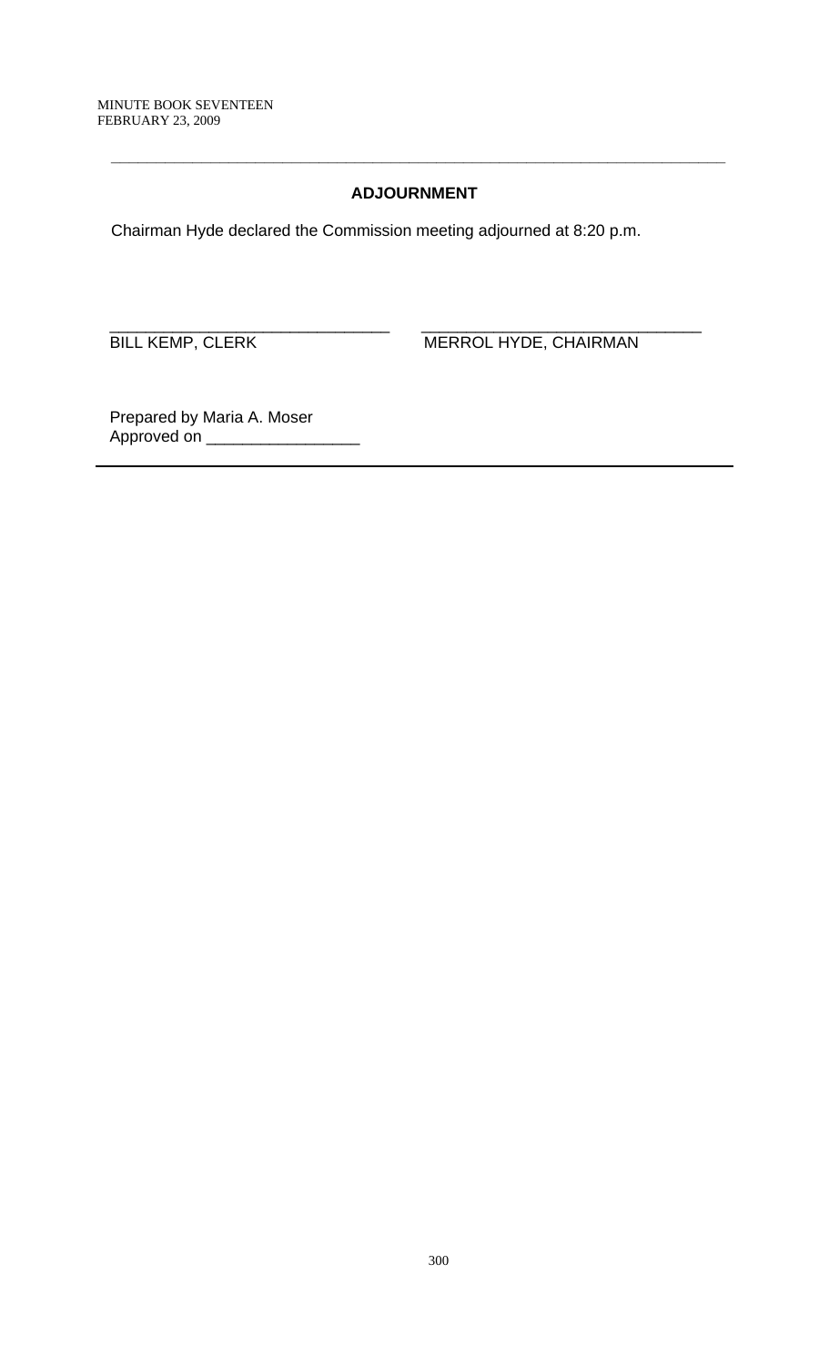## ADJOURNMENT

Chairman Hyde declared the Commission meeting adjourned at 8:20 p.m.

| | |
|---|---|
| _______________________________ | _______________________________ |
| BILL KEMP, CLERK | MERROL HYDE, CHAIRMAN |

Prepared by Maria A. Moser
Approved on _________________